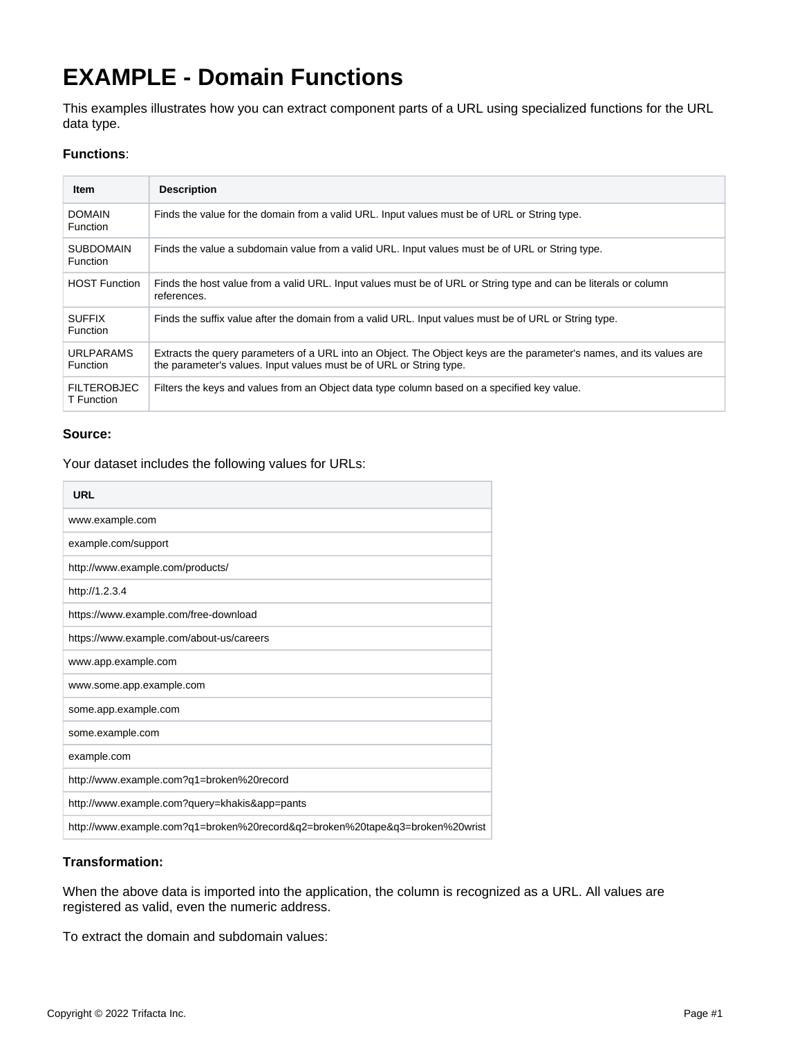# EXAMPLE - Domain Functions

This examples illustrates how you can extract component parts of a URL using specialized functions for the URL data type.

**Functions**:

| Item | Description |
| --- | --- |
| DOMAIN Function | Finds the value for the domain from a valid URL. Input values must be of URL or String type. |
| SUBDOMAIN Function | Finds the value a subdomain value from a valid URL. Input values must be of URL or String type. |
| HOST Function | Finds the host value from a valid URL. Input values must be of URL or String type and can be literals or column references. |
| SUFFIX Function | Finds the suffix value after the domain from a valid URL. Input values must be of URL or String type. |
| URLPARAMS Function | Extracts the query parameters of a URL into an Object. The Object keys are the parameter's names, and its values are the parameter's values. Input values must be of URL or String type. |
| FILTEROBJECT Function | Filters the keys and values from an Object data type column based on a specified key value. |

**Source:**

Your dataset includes the following values for URLs:

| URL |
| --- |
| www.example.com |
| example.com/support |
| http://www.example.com/products/ |
| http://1.2.3.4 |
| https://www.example.com/free-download |
| https://www.example.com/about-us/careers |
| www.app.example.com |
| www.some.app.example.com |
| some.app.example.com |
| some.example.com |
| example.com |
| http://www.example.com?q1=broken%20record |
| http://www.example.com?query=khakis&app=pants |
| http://www.example.com?q1=broken%20record&q2=broken%20tape&q3=broken%20wrist |

**Transformation:**

When the above data is imported into the application, the column is recognized as a URL. All values are registered as valid, even the numeric address.

To extract the domain and subdomain values: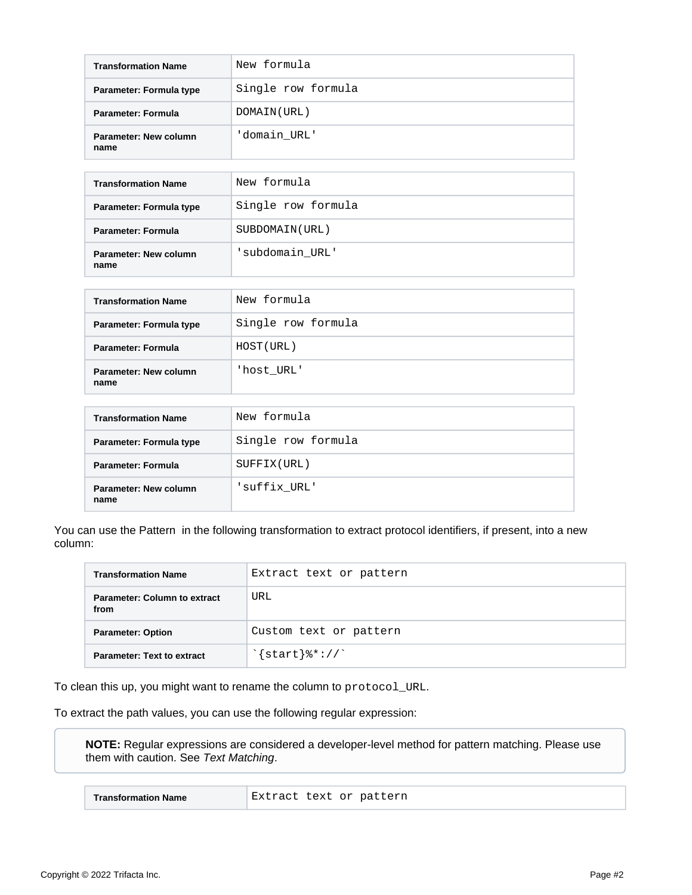| Transformation Name | New formula |
| --- | --- |
| Parameter: Formula type | Single row formula |
| Parameter: Formula | DOMAIN(URL) |
| Parameter: New column name | 'domain_URL' |

| Transformation Name | New formula |
| --- | --- |
| Parameter: Formula type | Single row formula |
| Parameter: Formula | SUBDOMAIN(URL) |
| Parameter: New column name | 'subdomain_URL' |

| Transformation Name | New formula |
| --- | --- |
| Parameter: Formula type | Single row formula |
| Parameter: Formula | HOST(URL) |
| Parameter: New column name | 'host_URL' |

| Transformation Name | New formula |
| --- | --- |
| Parameter: Formula type | Single row formula |
| Parameter: Formula | SUFFIX(URL) |
| Parameter: New column name | 'suffix_URL' |

You can use the Pattern  in the following transformation to extract protocol identifiers, if present, into a new column:

| Transformation Name | Extract text or pattern |
| --- | --- |
| Parameter: Column to extract from | URL |
| Parameter: Option | Custom text or pattern |
| Parameter: Text to extract | `` `{start}%*://` `` |

To clean this up, you might want to rename the column to `protocol_URL`.

To extract the path values, you can use the following regular expression:

> **NOTE:** Regular expressions are considered a developer-level method for pattern matching. Please use them with caution. See *Text Matching*.

| Transformation Name | Extract text or pattern |
| --- | --- |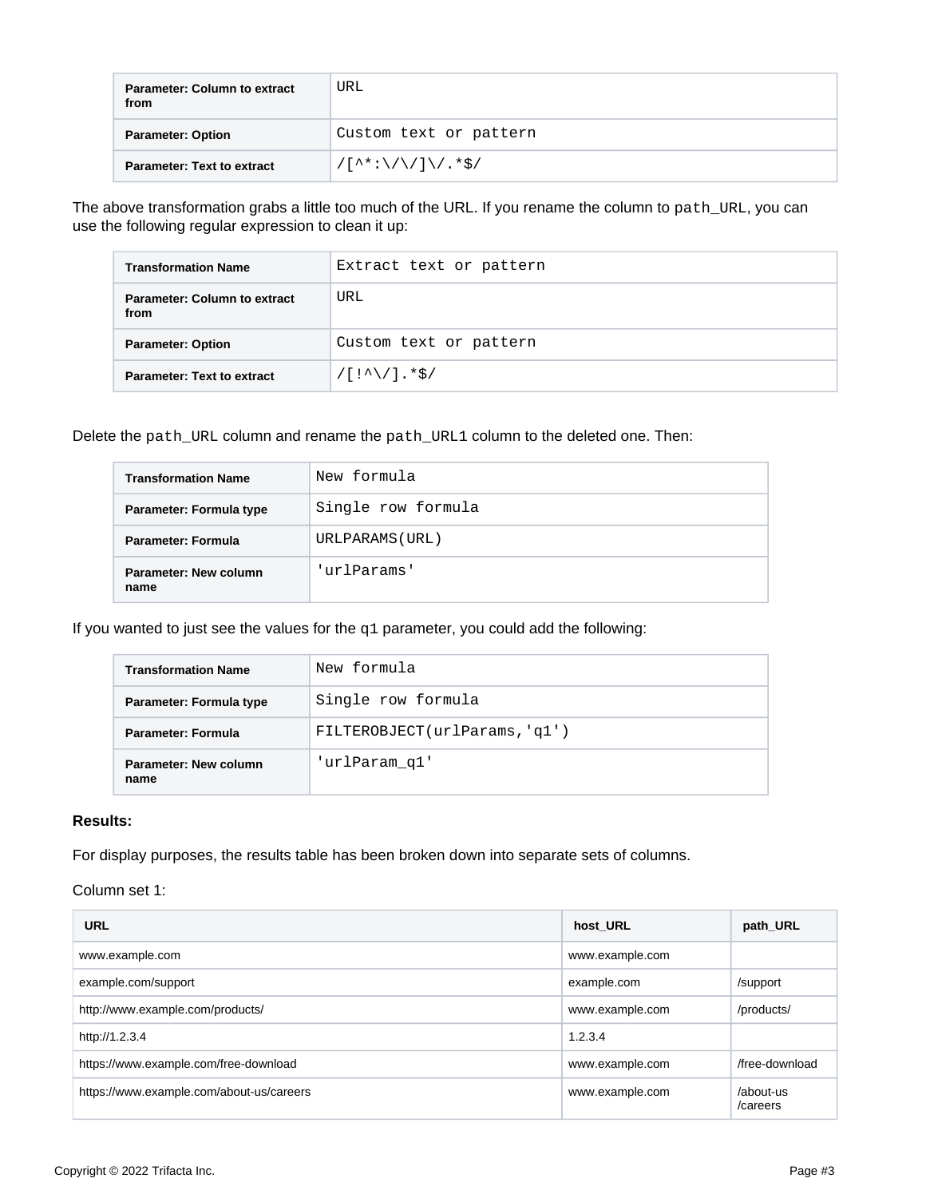| Parameter: Column to extract from | URL |
| --- | --- |
| Parameter: Option | Custom text or pattern |
| Parameter: Text to extract | /[^*:\/\/]\/.*$/ |

The above transformation grabs a little too much of the URL. If you rename the column to `path_URL`, you can use the following regular expression to clean it up:

| Transformation Name | Extract text or pattern |
| --- | --- |
| Parameter: Column to extract from | URL |
| Parameter: Option | Custom text or pattern |
| Parameter: Text to extract | /[!^\/].*$/ |

Delete the `path_URL` column and rename the `path_URL1` column to the deleted one. Then:

| Transformation Name | New formula |
| --- | --- |
| Parameter: Formula type | Single row formula |
| Parameter: Formula | URLPARAMS(URL) |
| Parameter: New column name | 'urlParams' |

If you wanted to just see the values for the `q1` parameter, you could add the following:

| Transformation Name | New formula |
| --- | --- |
| Parameter: Formula type | Single row formula |
| Parameter: Formula | FILTEROBJECT(urlParams,'q1') |
| Parameter: New column name | 'urlParam_q1' |

**Results:**

For display purposes, the results table has been broken down into separate sets of columns.

Column set 1:

| URL | host_URL | path_URL |
| --- | --- | --- |
| www.example.com | www.example.com | |
| example.com/support | example.com | /support |
| http://www.example.com/products/ | www.example.com | /products/ |
| http://1.2.3.4 | 1.2.3.4 | |
| https://www.example.com/free-download | www.example.com | /free-download |
| https://www.example.com/about-us/careers | www.example.com | /about-us /careers |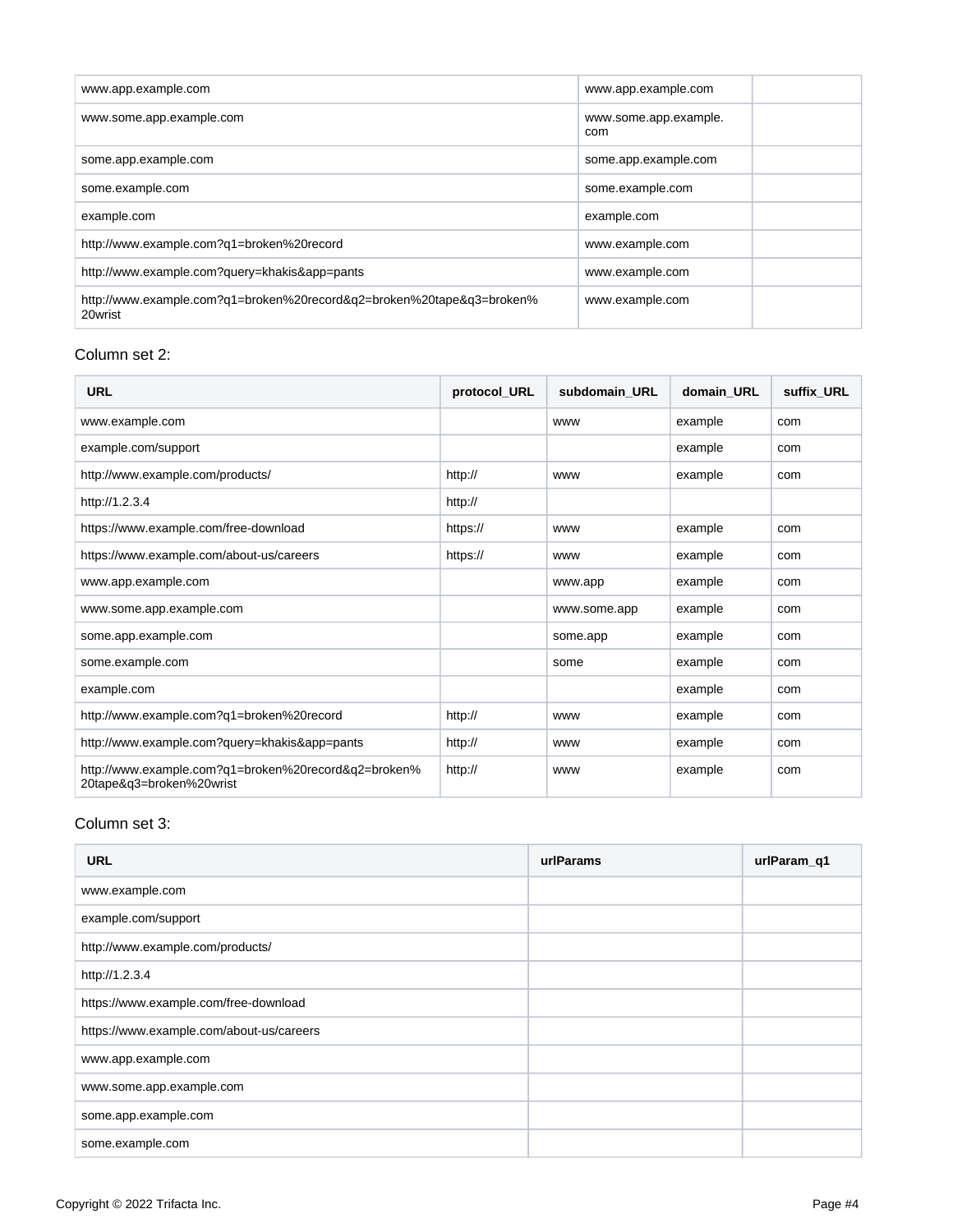| | | |
|---|---|---|
| www.app.example.com | www.app.example.com | |
| www.some.app.example.com | www.some.app.example.com | |
| some.app.example.com | some.app.example.com | |
| some.example.com | some.example.com | |
| example.com | example.com | |
| http://www.example.com?q1=broken%20record | www.example.com | |
| http://www.example.com?query=khakis&app=pants | www.example.com | |
| http://www.example.com?q1=broken%20record&q2=broken%20tape&q3=broken%20wrist | www.example.com | |

Column set 2:

| URL | protocol_URL | subdomain_URL | domain_URL | suffix_URL |
|---|---|---|---|---|
| www.example.com | | www | example | com |
| example.com/support | | | example | com |
| http://www.example.com/products/ | http:// | www | example | com |
| http://1.2.3.4 | http:// | | | |
| https://www.example.com/free-download | https:// | www | example | com |
| https://www.example.com/about-us/careers | https:// | www | example | com |
| www.app.example.com | | www.app | example | com |
| www.some.app.example.com | | www.some.app | example | com |
| some.app.example.com | | some.app | example | com |
| some.example.com | | some | example | com |
| example.com | | | example | com |
| http://www.example.com?q1=broken%20record | http:// | www | example | com |
| http://www.example.com?query=khakis&app=pants | http:// | www | example | com |
| http://www.example.com?q1=broken%20record&q2=broken%20tape&q3=broken%20wrist | http:// | www | example | com |

Column set 3:

| URL | urlParams | urlParam_q1 |
|---|---|---|
| www.example.com | | |
| example.com/support | | |
| http://www.example.com/products/ | | |
| http://1.2.3.4 | | |
| https://www.example.com/free-download | | |
| https://www.example.com/about-us/careers | | |
| www.app.example.com | | |
| www.some.app.example.com | | |
| some.app.example.com | | |
| some.example.com | | |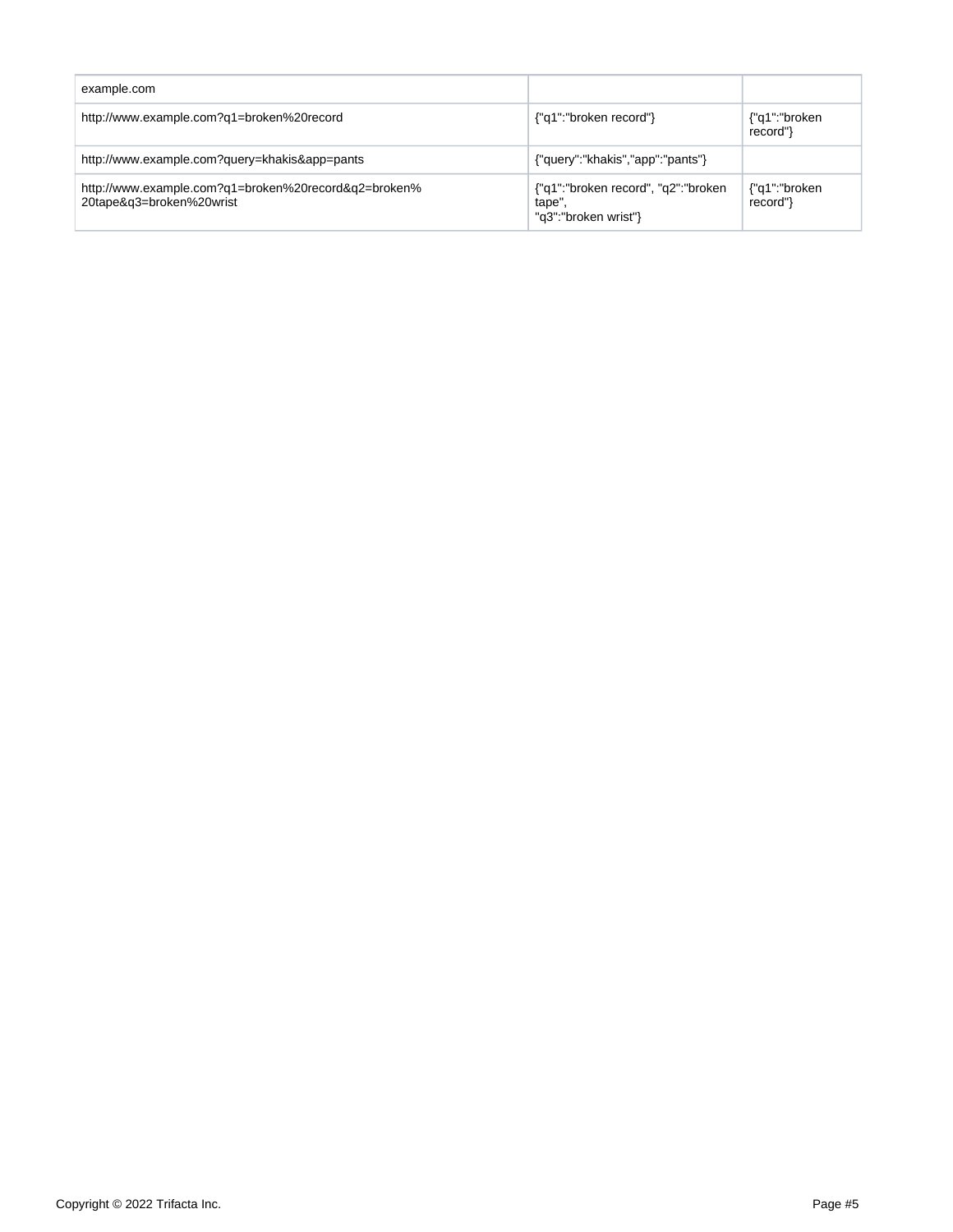| | | |
|---|---|---|
| example.com | | |
| http://www.example.com?q1=broken%20record | {"q1":"broken record"} | {"q1":"broken record"} |
| http://www.example.com?query=khakis&app=pants | {"query":"khakis","app":"pants"} | |
| http://www.example.com?q1=broken%20record&q2=broken%20tape&q3=broken%20wrist | {"q1":"broken record", "q2":"broken tape", "q3":"broken wrist"} | {"q1":"broken record"} |